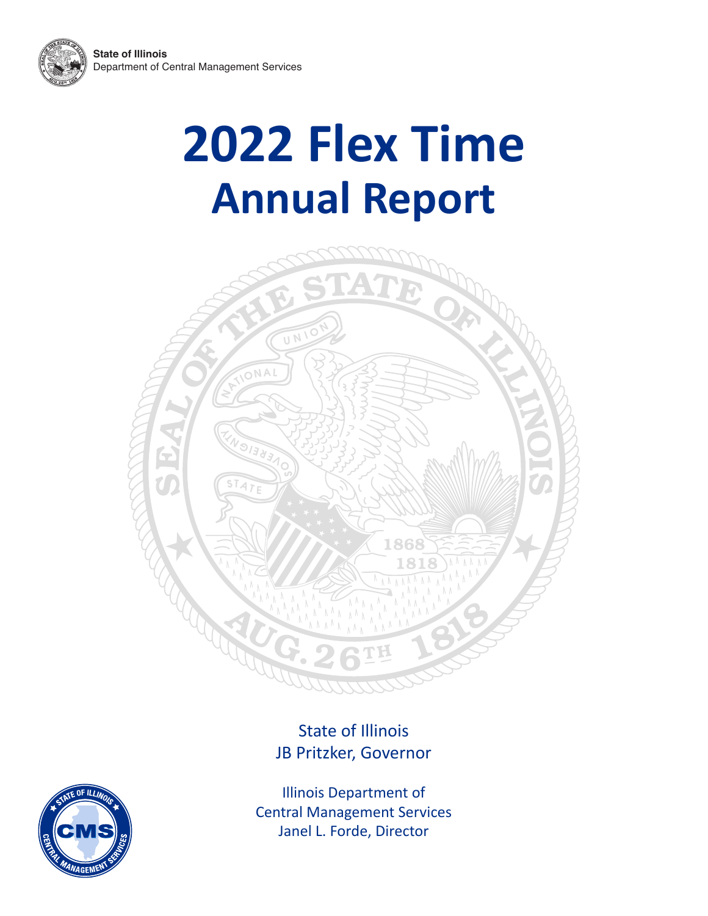**State of Illinois**
Department of Central Management Services

# 2022 Flex Time
# Annual Report

State of Illinois
JB Pritzker, Governor

Illinois Department of
Central Management Services
Janel L. Forde, Director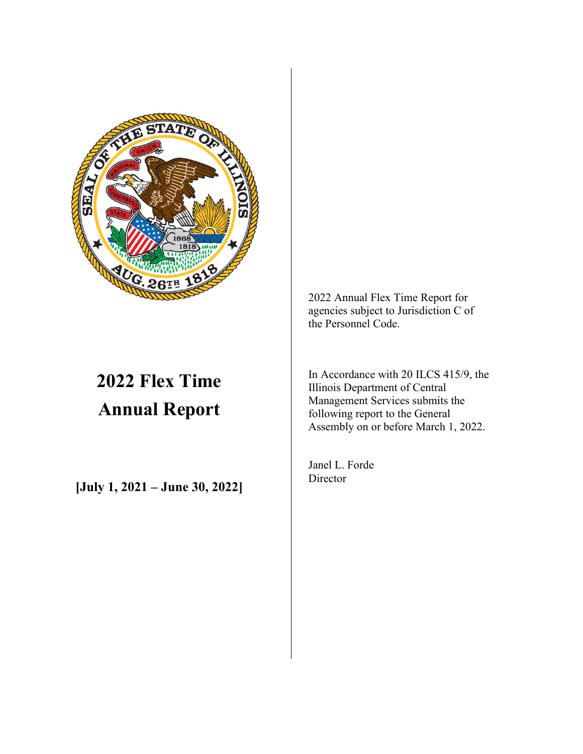# 2022 Flex Time Annual Report

**[July 1, 2021 – June 30, 2022]**

2022 Annual Flex Time Report for agencies subject to Jurisdiction C of the Personnel Code.

In Accordance with 20 ILCS 415/9, the Illinois Department of Central Management Services submits the following report to the General Assembly on or before March 1, 2022.

Janel L. Forde
Director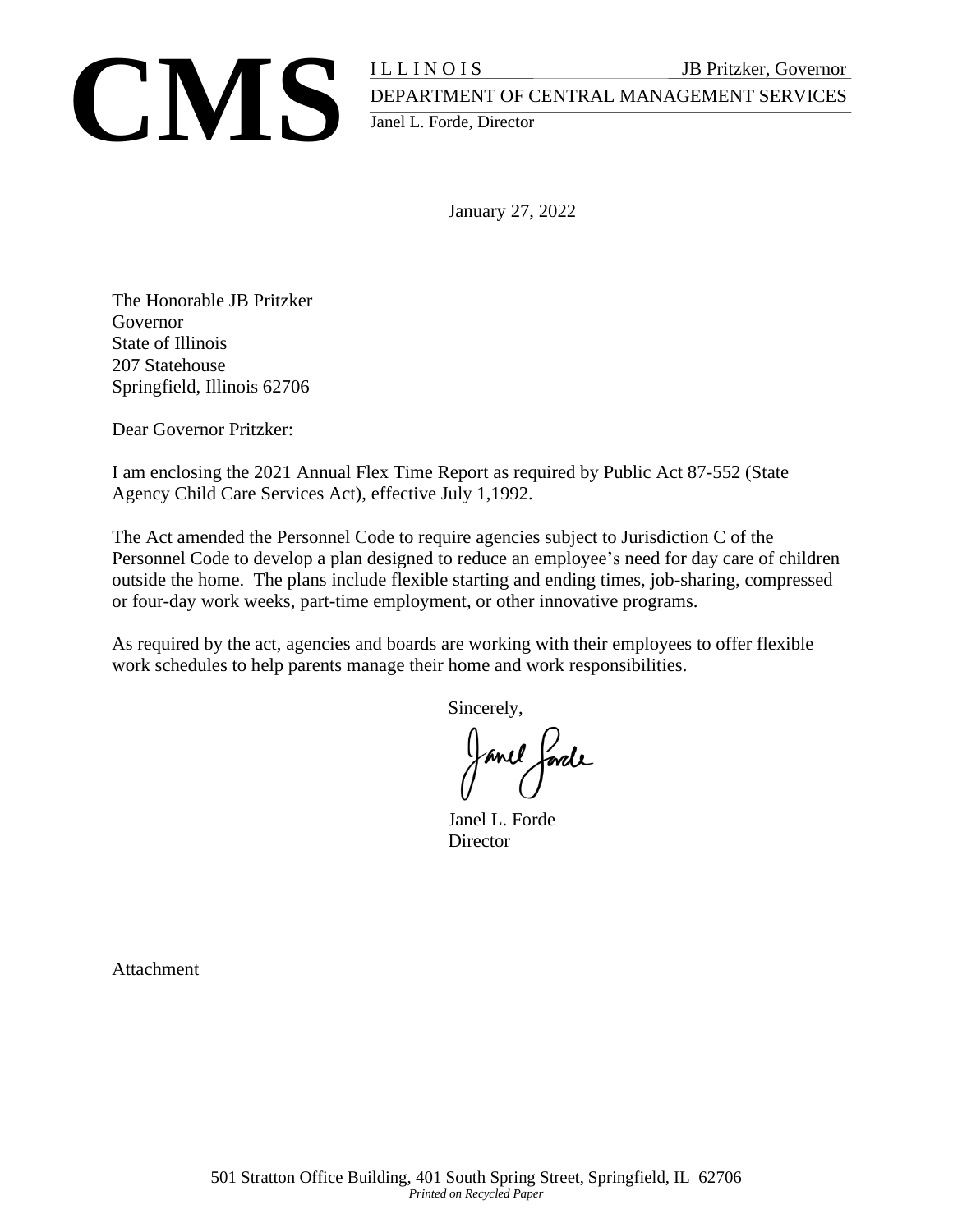**CMS** ILLINOIS JB Pritzker, Governor
DEPARTMENT OF CENTRAL MANAGEMENT SERVICES
Janel L. Forde, Director

January 27, 2022

The Honorable JB Pritzker
Governor
State of Illinois
207 Statehouse
Springfield, Illinois 62706

Dear Governor Pritzker:

I am enclosing the 2021 Annual Flex Time Report as required by Public Act 87-552 (State Agency Child Care Services Act), effective July 1,1992.

The Act amended the Personnel Code to require agencies subject to Jurisdiction C of the Personnel Code to develop a plan designed to reduce an employee's need for day care of children outside the home. The plans include flexible starting and ending times, job-sharing, compressed or four-day work weeks, part-time employment, or other innovative programs.

As required by the act, agencies and boards are working with their employees to offer flexible work schedules to help parents manage their home and work responsibilities.

Sincerely,

Janel L. Forde
Director

Attachment

501 Stratton Office Building, 401 South Spring Street, Springfield, IL 62706
*Printed on Recycled Paper*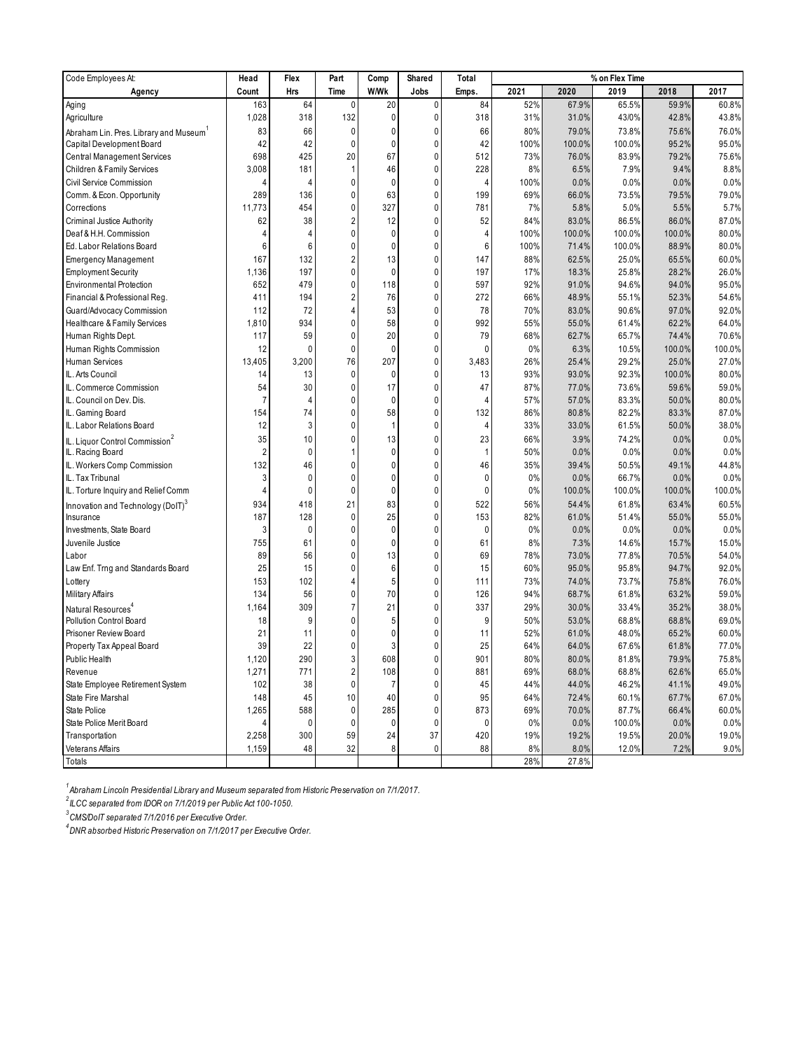| Code Employees At: | Head | Flex | Part | Comp | Shared | Total | % on Flex Time | | | | |
|---|---|---|---|---|---|---|---|---|---|---|---|
| Agency | Count | Hrs | Time | W/Wk | Jobs | Emps. | 2021 | 2020 | 2019 | 2018 | 2017 |
| Aging | 163 | 64 | 0 | 20 | 0 | 84 | 52% | 67.9% | 65.5% | 59.9% | 60.8% |
| Agriculture | 1,028 | 318 | 132 | 0 | 0 | 318 | 31% | 31.0% | 43/0% | 42.8% | 43.8% |
| Abraham Lin. Pres. Library and Museum[1] | 83 | 66 | 0 | 0 | 0 | 66 | 80% | 79.0% | 73.8% | 75.6% | 76.0% |
| Capital Development Board | 42 | 42 | 0 | 0 | 0 | 42 | 100% | 100.0% | 100.0% | 95.2% | 95.0% |
| Central Management Services | 698 | 425 | 20 | 67 | 0 | 512 | 73% | 76.0% | 83.9% | 79.2% | 75.6% |
| Children & Family Services | 3,008 | 181 | 1 | 46 | 0 | 228 | 8% | 6.5% | 7.9% | 9.4% | 8.8% |
| Civil Service Commission | 4 | 4 | 0 | 0 | 0 | 4 | 100% | 0.0% | 0.0% | 0.0% | 0.0% |
| Comm. & Econ. Opportunity | 289 | 136 | 0 | 63 | 0 | 199 | 69% | 66.0% | 73.5% | 79.5% | 79.0% |
| Corrections | 11,773 | 454 | 0 | 327 | 0 | 781 | 7% | 5.8% | 5.0% | 5.5% | 5.7% |
| Criminal Justice Authority | 62 | 38 | 2 | 12 | 0 | 52 | 84% | 83.0% | 86.5% | 86.0% | 87.0% |
| Deaf & H.H. Commission | 4 | 4 | 0 | 0 | 0 | 4 | 100% | 100.0% | 100.0% | 100.0% | 80.0% |
| Ed. Labor Relations Board | 6 | 6 | 0 | 0 | 0 | 6 | 100% | 71.4% | 100.0% | 88.9% | 80.0% |
| Emergency Management | 167 | 132 | 2 | 13 | 0 | 147 | 88% | 62.5% | 25.0% | 65.5% | 60.0% |
| Employment Security | 1,136 | 197 | 0 | 0 | 0 | 197 | 17% | 18.3% | 25.8% | 28.2% | 26.0% |
| Environmental Protection | 652 | 479 | 0 | 118 | 0 | 597 | 92% | 91.0% | 94.6% | 94.0% | 95.0% |
| Financial & Professional Reg. | 411 | 194 | 2 | 76 | 0 | 272 | 66% | 48.9% | 55.1% | 52.3% | 54.6% |
| Guard/Advocacy Commission | 112 | 72 | 4 | 53 | 0 | 78 | 70% | 83.0% | 90.6% | 97.0% | 92.0% |
| Healthcare & Family Services | 1,810 | 934 | 0 | 58 | 0 | 992 | 55% | 55.0% | 61.4% | 62.2% | 64.0% |
| Human Rights Dept. | 117 | 59 | 0 | 20 | 0 | 79 | 68% | 62.7% | 65.7% | 74.4% | 70.6% |
| Human Rights Commission | 12 | 0 | 0 | 0 | 0 | 0 | 0% | 6.3% | 10.5% | 100.0% | 100.0% |
| Human Services | 13,405 | 3,200 | 76 | 207 | 0 | 3,483 | 26% | 25.4% | 29.2% | 25.0% | 27.0% |
| IL. Arts Council | 14 | 13 | 0 | 0 | 0 | 13 | 93% | 93.0% | 92.3% | 100.0% | 80.0% |
| IL. Commerce Commission | 54 | 30 | 0 | 17 | 0 | 47 | 87% | 77.0% | 73.6% | 59.6% | 59.0% |
| IL. Council on Dev. Dis. | 7 | 4 | 0 | 0 | 0 | 4 | 57% | 57.0% | 83.3% | 50.0% | 80.0% |
| IL. Gaming Board | 154 | 74 | 0 | 58 | 0 | 132 | 86% | 80.8% | 82.2% | 83.3% | 87.0% |
| IL. Labor Relations Board | 12 | 3 | 0 | 1 | 0 | 4 | 33% | 33.0% | 61.5% | 50.0% | 38.0% |
| IL. Liquor Control Commission[2] | 35 | 10 | 0 | 13 | 0 | 23 | 66% | 3.9% | 74.2% | 0.0% | 0.0% |
| IL. Racing Board | 2 | 0 | 1 | 0 | 0 | 1 | 50% | 0.0% | 0.0% | 0.0% | 0.0% |
| IL. Workers Comp Commission | 132 | 46 | 0 | 0 | 0 | 46 | 35% | 39.4% | 50.5% | 49.1% | 44.8% |
| IL. Tax Tribunal | 3 | 0 | 0 | 0 | 0 | 0 | 0% | 0.0% | 66.7% | 0.0% | 0.0% |
| IL. Torture Inquiry and Relief Comm | 4 | 0 | 0 | 0 | 0 | 0 | 0% | 100.0% | 100.0% | 100.0% | 100.0% |
| Innovation and Technology (DoIT)[3] | 934 | 418 | 21 | 83 | 0 | 522 | 56% | 54.4% | 61.8% | 63.4% | 60.5% |
| Insurance | 187 | 128 | 0 | 25 | 0 | 153 | 82% | 61.0% | 51.4% | 55.0% | 55.0% |
| Investments, State Board | 3 | 0 | 0 | 0 | 0 | 0 | 0% | 0.0% | 0.0% | 0.0% | 0.0% |
| Juvenile Justice | 755 | 61 | 0 | 0 | 0 | 61 | 8% | 7.3% | 14.6% | 15.7% | 15.0% |
| Labor | 89 | 56 | 0 | 13 | 0 | 69 | 78% | 73.0% | 77.8% | 70.5% | 54.0% |
| Law Enf. Trng and Standards Board | 25 | 15 | 0 | 6 | 0 | 15 | 60% | 95.0% | 95.8% | 94.7% | 92.0% |
| Lottery | 153 | 102 | 4 | 5 | 0 | 111 | 73% | 74.0% | 73.7% | 75.8% | 76.0% |
| Military Affairs | 134 | 56 | 0 | 70 | 0 | 126 | 94% | 68.7% | 61.8% | 63.2% | 59.0% |
| Natural Resources[4] | 1,164 | 309 | 7 | 21 | 0 | 337 | 29% | 30.0% | 33.4% | 35.2% | 38.0% |
| Pollution Control Board | 18 | 9 | 0 | 5 | 0 | 9 | 50% | 53.0% | 68.8% | 68.8% | 69.0% |
| Prisoner Review Board | 21 | 11 | 0 | 0 | 0 | 11 | 52% | 61.0% | 48.0% | 65.2% | 60.0% |
| Property Tax Appeal Board | 39 | 22 | 0 | 3 | 0 | 25 | 64% | 64.0% | 67.6% | 61.8% | 77.0% |
| Public Health | 1,120 | 290 | 3 | 608 | 0 | 901 | 80% | 80.0% | 81.8% | 79.9% | 75.8% |
| Revenue | 1,271 | 771 | 2 | 108 | 0 | 881 | 69% | 68.0% | 68.8% | 62.6% | 65.0% |
| State Employee Retirement System | 102 | 38 | 0 | 7 | 0 | 45 | 44% | 44.0% | 46.2% | 41.1% | 49.0% |
| State Fire Marshal | 148 | 45 | 10 | 40 | 0 | 95 | 64% | 72.4% | 60.1% | 67.7% | 67.0% |
| State Police | 1,265 | 588 | 0 | 285 | 0 | 873 | 69% | 70.0% | 87.7% | 66.4% | 60.0% |
| State Police Merit Board | 4 | 0 | 0 | 0 | 0 | 0 | 0% | 0.0% | 100.0% | 0.0% | 0.0% |
| Transportation | 2,258 | 300 | 59 | 24 | 37 | 420 | 19% | 19.2% | 19.5% | 20.0% | 19.0% |
| Veterans Affairs | 1,159 | 48 | 32 | 8 | 0 | 88 | 8% | 8.0% | 12.0% | 7.2% | 9.0% |
| Totals | | | | | | | 28% | 27.8% | | | |

*[1] Abraham Lincoln Presidential Library and Museum separated from Historic Preservation on 7/1/2017.*

*[2] ILCC separated from IDOR on 7/1/2019 per Public Act 100-1050.*

*[3] CMS/DoIT separated 7/1/2016 per Executive Order.*

*[4] DNR absorbed Historic Preservation on 7/1/2017 per Executive Order.*